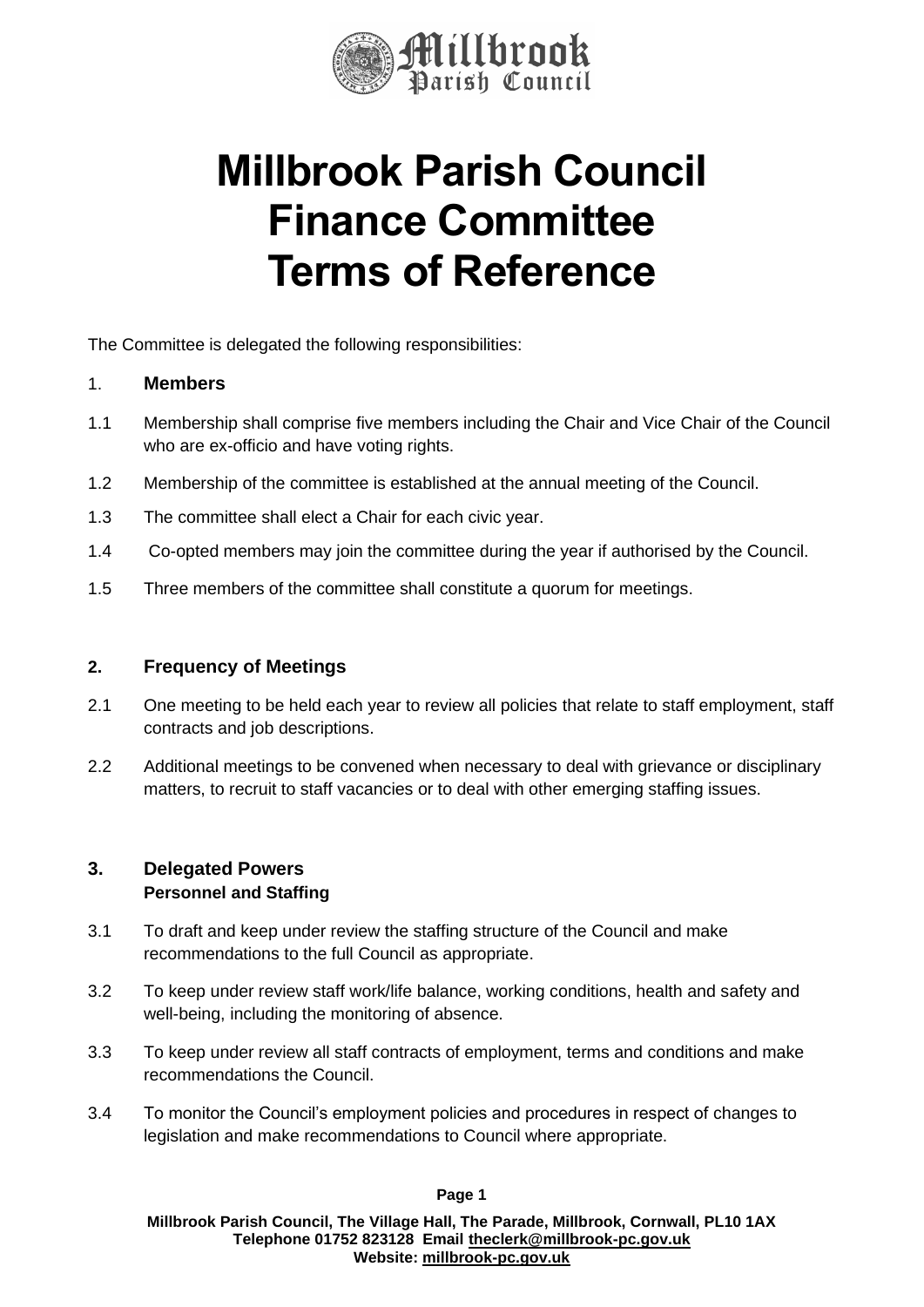# Millbrook Parish Council
# Finance Committee
# Terms of Reference

The Committee is delegated the following responsibilities:

## 1. Members

1.1 Membership shall comprise five members including the Chair and Vice Chair of the Council who are ex-officio and have voting rights.

1.2 Membership of the committee is established at the annual meeting of the Council.

1.3 The committee shall elect a Chair for each civic year.

1.4 Co-opted members may join the committee during the year if authorised by the Council.

1.5 Three members of the committee shall constitute a quorum for meetings.

## 2. Frequency of Meetings

2.1 One meeting to be held each year to review all policies that relate to staff employment, staff contracts and job descriptions.

2.2 Additional meetings to be convened when necessary to deal with grievance or disciplinary matters, to recruit to staff vacancies or to deal with other emerging staffing issues.

## 3. Delegated Powers

**Personnel and Staffing**

3.1 To draft and keep under review the staffing structure of the Council and make recommendations to the full Council as appropriate.

3.2 To keep under review staff work/life balance, working conditions, health and safety and well-being, including the monitoring of absence.

3.3 To keep under review all staff contracts of employment, terms and conditions and make recommendations the Council.

3.4 To monitor the Council's employment policies and procedures in respect of changes to legislation and make recommendations to Council where appropriate.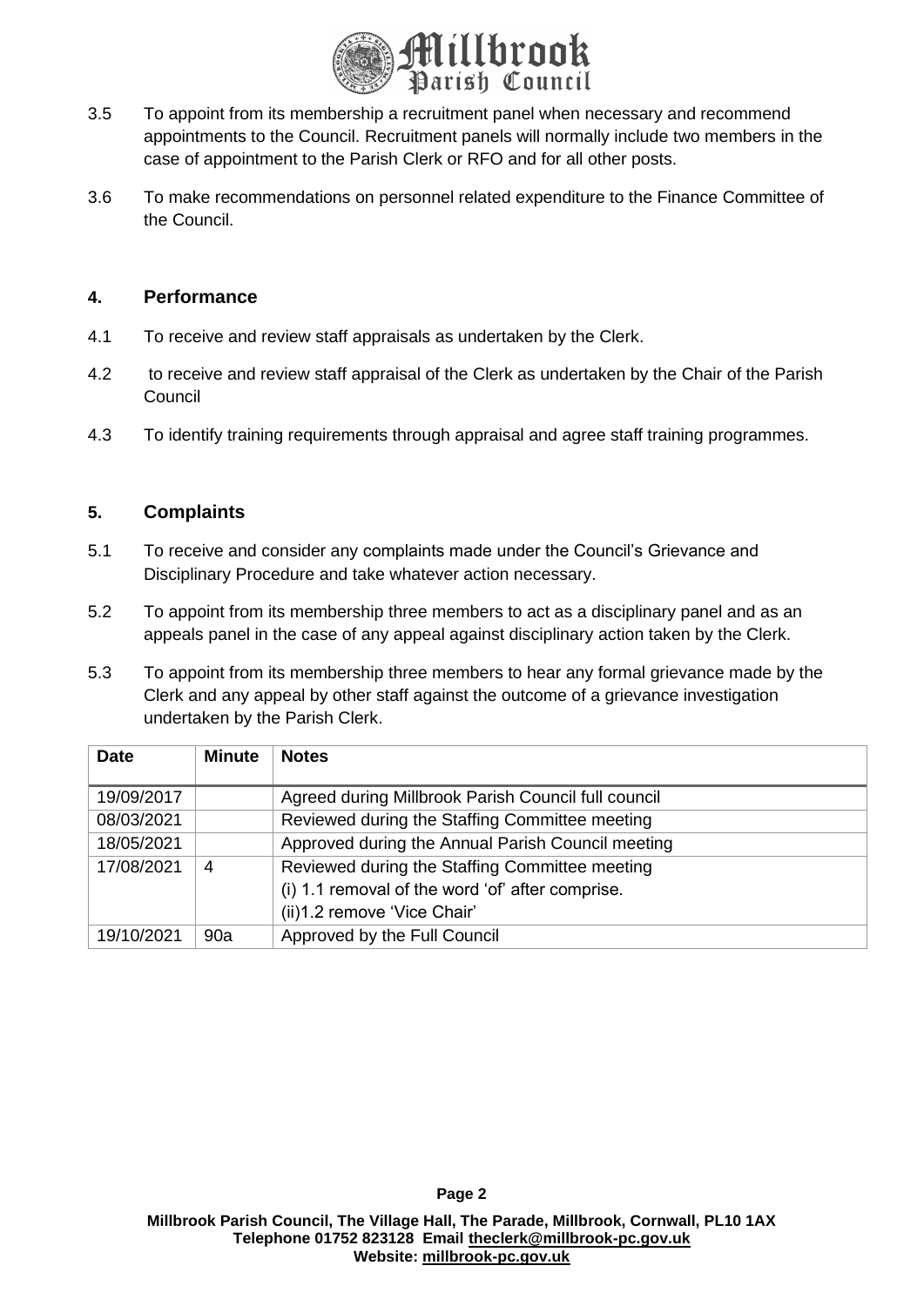3.5 To appoint from its membership a recruitment panel when necessary and recommend appointments to the Council. Recruitment panels will normally include two members in the case of appointment to the Parish Clerk or RFO and for all other posts.

3.6 To make recommendations on personnel related expenditure to the Finance Committee of the Council.

## 4. Performance

4.1 To receive and review staff appraisals as undertaken by the Clerk.

4.2 to receive and review staff appraisal of the Clerk as undertaken by the Chair of the Parish Council

4.3 To identify training requirements through appraisal and agree staff training programmes.

## 5. Complaints

5.1 To receive and consider any complaints made under the Council's Grievance and Disciplinary Procedure and take whatever action necessary.

5.2 To appoint from its membership three members to act as a disciplinary panel and as an appeals panel in the case of any appeal against disciplinary action taken by the Clerk.

5.3 To appoint from its membership three members to hear any formal grievance made by the Clerk and any appeal by other staff against the outcome of a grievance investigation undertaken by the Parish Clerk.

| Date | Minute | Notes |
|---|---|---|
| 19/09/2017 | | Agreed during Millbrook Parish Council full council |
| 08/03/2021 | | Reviewed during the Staffing Committee meeting |
| 18/05/2021 | | Approved during the Annual Parish Council meeting |
| 17/08/2021 | 4 | Reviewed during the Staffing Committee meeting<br>(i) 1.1 removal of the word 'of' after comprise.<br>(ii)1.2 remove 'Vice Chair' |
| 19/10/2021 | 90a | Approved by the Full Council |